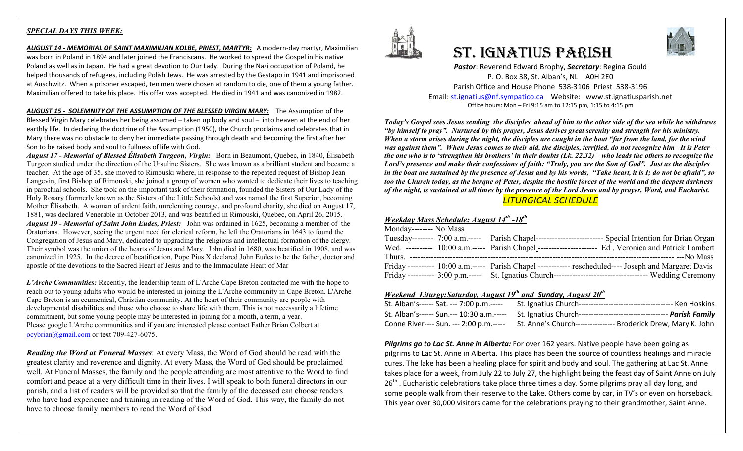***SPECIAL DAYS THIS WEEK:***

***AUGUST 14 - MEMORIAL OF SAINT MAXIMILIAN KOLBE, PRIEST, MARTYR:*** A modern-day martyr, Maximilian was born in Poland in 1894 and later joined the Franciscans. He worked to spread the Gospel in his native Poland as well as in Japan. He had a great devotion to Our Lady. During the Nazi occupation of Poland, he helped thousands of refugees, including Polish Jews. He was arrested by the Gestapo in 1941 and imprisoned at Auschwitz. When a prisoner escaped, ten men were chosen at random to die, one of them a young father. Maximilian offered to take his place. His offer was accepted. He died in 1941 and was canonized in 1982.

***AUGUST 15 - SOLEMNITY OF THE ASSUMPTION OF THE BLESSED VIRGIN MARY:*** The Assumption of the Blessed Virgin Mary celebrates her being assumed – taken up body and soul – into heaven at the end of her earthly life. In declaring the doctrine of the Assumption (1950), the Church proclaims and celebrates that in Mary there was no obstacle to deny her immediate passing through death and becoming the first after her Son to be raised body and soul to fullness of life with God.

***August 17 - Memorial of Blessed Élisabeth Turgeon, Virgin:*** Born in Beaumont, Quebec, in 1840, Élisabeth Turgeon studied under the direction of the Ursuline Sisters. She was known as a brilliant student and became a teacher. At the age of 35, she moved to Rimouski where, in response to the repeated request of Bishop Jean Langevin, first Bishop of Rimouski, she joined a group of women who wanted to dedicate their lives to teaching in parochial schools. She took on the important task of their formation, founded the Sisters of Our Lady of the Holy Rosary (formerly known as the Sisters of the Little Schools) and was named the first Superior, becoming Mother Élisabeth. A woman of ardent faith, unrelenting courage, and profound charity, she died on August 17, 1881, was declared Venerable in October 2013, and was beatified in Rimouski, Quebec, on April 26, 2015.

***August 19 - Memorial of Saint John Eudes, Priest:*** John was ordained in 1625, becoming a member of the Oratorians. However, seeing the urgent need for clerical reform, he left the Oratorians in 1643 to found the Congregation of Jesus and Mary, dedicated to upgrading the religious and intellectual formation of the clergy. Their symbol was the union of the hearts of Jesus and Mary. John died in 1680, was beatified in 1908, and was canonized in 1925. In the decree of beatification, Pope Pius X declared John Eudes to be the father, doctor and apostle of the devotions to the Sacred Heart of Jesus and to the Immaculate Heart of Mar

***L'Arche Communities:*** Recently, the leadership team of L'Arche Cape Breton contacted me with the hope to reach out to young adults who would be interested in joining the L'Arche community in Cape Breton. L'Arche Cape Breton is an ecumenical, Christian community. At the heart of their community are people with developmental disabilities and those who choose to share life with them. This is not necessarily a lifetime commitment, but some young people may be interested in joining for a month, a term, a year. Please google L'Arche communities and if you are interested please contact Father Brian Colbert at ocybrian@gmail.com or text 709-427-6075.

***Reading the Word at Funeral Masses***: At every Mass, the Word of God should be read with the greatest clarity and reverence and dignity. At every Mass, the Word of God should be proclaimed well. At Funeral Masses, the family and the people attending are most attentive to the Word to find comfort and peace at a very difficult time in their lives. I will speak to both funeral directors in our parish, and a list of readers will be provided so that the family of the deceased can choose readers who have had experience and training in reading of the Word of God. This way, the family do not have to choose family members to read the Word of God.

# ST. IGNATIUS PARISH

***Pastor***: Reverend Edward Brophy, ***Secretary***: Regina Gould
P. O. Box 38, St. Alban's, NL A0H 2E0
Parish Office and House Phone 538-3106 Priest 538-3196
Email: st.ignatius@nf.sympatico.ca Website: www.st.ignatiusparish.net
Office hours: Mon – Fri 9:15 am to 12:15 pm, 1:15 to 4:15 pm

***Today's Gospel sees Jesus sending the disciples ahead of him to the other side of the sea while he withdraws "by himself to pray". Nurtured by this prayer, Jesus derives great serenity and strength for his ministry. When a storm arises during the night, the disciples are caught in the boat "far from the land, for the wind was against them". When Jesus comes to their aid, the disciples, terrified, do not recognize him It is Peter – the one who is to 'strengthen his brothers' in their doubts (Lk. 22.32) – who leads the others to recognize the Lord's presence and make their confessions of faith: "Truly, you are the Son of God". Just as the disciples in the boat are sustained by the presence of Jesus and by his words, "Take heart, it is I; do not be afraid", so too the Church today, as the barque of Peter, despite the hostile forces of the world and the deepest darkness of the night, is sustained at all times by the presence of the Lord Jesus and by prayer, Word, and Eucharist.***

## *LITURGICAL SCHEDULE*

***Weekday Mass Schedule: August 14th -18th***

Monday-------- No Mass
Tuesday-------- 7:00 a.m.----- Parish Chapel------------------------- Special Intention for Brian Organ
Wed. ---------- 10:00 a.m.----- Parish Chapel ---------------------- Ed , Veronica and Patrick Lambert
Thurs. ------------------------------------------------------------------------------------------------ ---No Mass
Friday ---------- 10:00 a.m.----- Parish Chapel ------------ rescheduled---- Joseph and Margaret Davis
Friday ---------- 3:00 p.m.----- St. Ignatius Church---------------------------------- Wedding Ceremony

***Weekend Liturgy:Saturday, August 19th and Sunday, August 20th***

St. Alban's------ Sat. --- 7:00 p.m.----- St. Ignatius Church------------------------------------- Ken Hoskins
St. Alban's------ Sun.--- 10:30 a.m.----- St. Ignatius Church----------------------------------- ***Parish Family***
Conne River---- Sun. --- 2:00 p.m.----- St. Anne's Church---------------- Broderick Drew, Mary K. John

***Pilgrims go to Lac St. Anne in Alberta:*** For over 162 years. Native people have been going as pilgrims to Lac St. Anne in Alberta. This place has been the source of countless healings and miracle cures. The lake has been a healing place for spirit and body and soul. The gathering at Lac St. Anne takes place for a week, from July 22 to July 27, the highlight being the feast day of Saint Anne on July 26th . Eucharistic celebrations take place three times a day. Some pilgrims pray all day long, and some people walk from their reserve to the Lake. Others come by car, in TV's or even on horseback. This year over 30,000 visitors came for the celebrations praying to their grandmother, Saint Anne.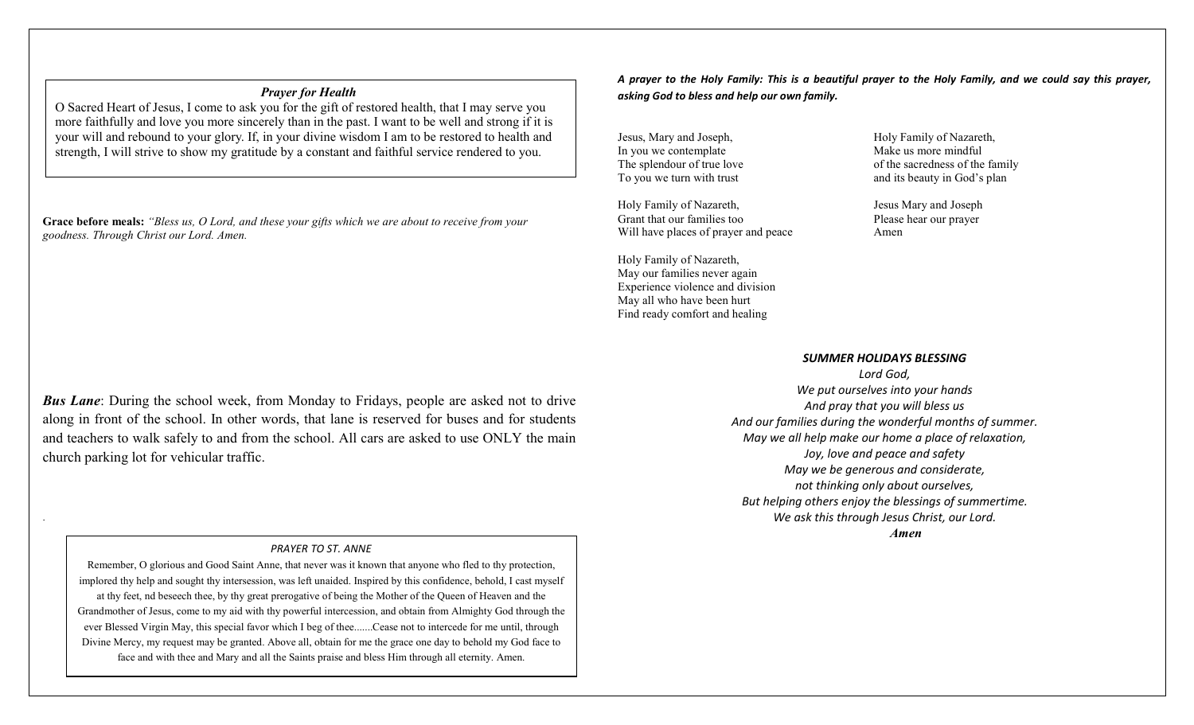### *Prayer for Health*

O Sacred Heart of Jesus, I come to ask you for the gift of restored health, that I may serve you more faithfully and love you more sincerely than in the past. I want to be well and strong if it is your will and rebound to your glory. If, in your divine wisdom I am to be restored to health and strength, I will strive to show my gratitude by a constant and faithful service rendered to you.

**Grace before meals:** *"Bless us, O Lord, and these your gifts which we are about to receive from your goodness. Through Christ our Lord. Amen.*

***Bus Lane***: During the school week, from Monday to Fridays, people are asked not to drive along in front of the school. In other words, that lane is reserved for buses and for students and teachers to walk safely to and from the school. All cars are asked to use ONLY the main church parking lot for vehicular traffic.

*PRAYER TO ST. ANNE*

Remember, O glorious and Good Saint Anne, that never was it known that anyone who fled to thy protection, implored thy help and sought thy intersession, was left unaided. Inspired by this confidence, behold, I cast myself at thy feet, nd beseech thee, by thy great prerogative of being the Mother of the Queen of Heaven and the Grandmother of Jesus, come to my aid with thy powerful intercession, and obtain from Almighty God through the ever Blessed Virgin May, this special favor which I beg of thee.......Cease not to intercede for me until, through Divine Mercy, my request may be granted. Above all, obtain for me the grace one day to behold my God face to face and with thee and Mary and all the Saints praise and bless Him through all eternity. Amen.

***A prayer to the Holy Family: This is a beautiful prayer to the Holy Family, and we could say this prayer, asking God to bless and help our own family.***

Jesus, Mary and Joseph,
In you we contemplate
The splendour of true love
To you we turn with trust

Holy Family of Nazareth,
Grant that our families too
Will have places of prayer and peace

Holy Family of Nazareth,
May our families never again
Experience violence and division
May all who have been hurt
Find ready comfort and healing

Holy Family of Nazareth,
Make us more mindful
of the sacredness of the family
and its beauty in God's plan

Jesus Mary and Joseph
Please hear our prayer
Amen

***SUMMER HOLIDAYS BLESSING***

*Lord God,*
*We put ourselves into your hands*
*And pray that you will bless us*
*And our families during the wonderful months of summer.*
*May we all help make our home a place of relaxation,*
*Joy, love and peace and safety*
*May we be generous and considerate,*
*not thinking only about ourselves,*
*But helping others enjoy the blessings of summertime.*
*We ask this through Jesus Christ, our Lord.*
***Amen***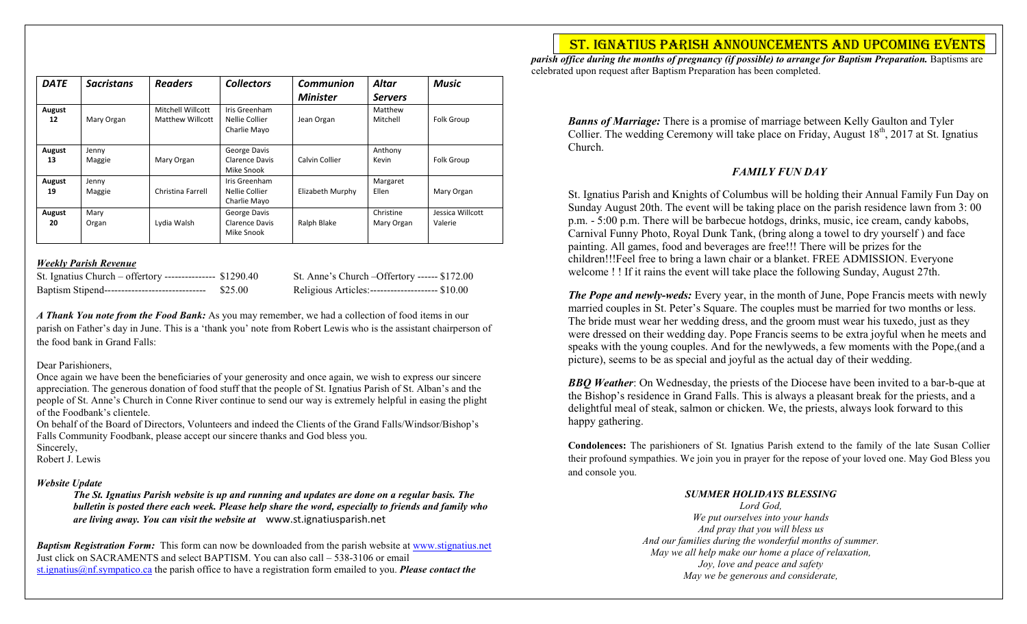| DATE | Sacristans | Readers | Collectors | Communion Minister | Altar Servers | Music |
|---|---|---|---|---|---|---|
| August 12 | Mary Organ | Mitchell Willcott Matthew Willcott | Iris Greenham Nellie Collier Charlie Mayo | Jean Organ | Matthew Mitchell | Folk Group |
| August 13 | Jenny Maggie | Mary Organ | George Davis Clarence Davis Mike Snook | Calvin Collier | Anthony Kevin | Folk Group |
| August 19 | Jenny Maggie | Christina Farrell | Iris Greenham Nellie Collier Charlie Mayo | Elizabeth Murphy | Margaret Ellen | Mary Organ |
| August 20 | Mary Organ | Lydia Walsh | George Davis Clarence Davis Mike Snook | Ralph Blake | Christine Mary Organ | Jessica Willcott Valerie |

***Weekly Parish Revenue***

St. Ignatius Church – offertory --------------- $1290.40
Baptism Stipend------------------------------ $25.00
St. Anne's Church –Offertory ------ $172.00
Religious Articles:-------------------- $10.00

***A Thank You note from the Food Bank:*** As you may remember, we had a collection of food items in our parish on Father's day in June. This is a 'thank you' note from Robert Lewis who is the assistant chairperson of the food bank in Grand Falls:

Dear Parishioners,

Once again we have been the beneficiaries of your generosity and once again, we wish to express our sincere appreciation. The generous donation of food stuff that the people of St. Ignatius Parish of St. Alban's and the people of St. Anne's Church in Conne River continue to send our way is extremely helpful in easing the plight of the Foodbank's clientele.

On behalf of the Board of Directors, Volunteers and indeed the Clients of the Grand Falls/Windsor/Bishop's Falls Community Foodbank, please accept our sincere thanks and God bless you.

Sincerely,
Robert J. Lewis

***Website Update***

***The St. Ignatius Parish website is up and running and updates are done on a regular basis. The bulletin is posted there each week. Please help share the word, especially to friends and family who are living away. You can visit the website at*** www.st.ignatiusparish.net

***Baptism Registration Form:*** This form can now be downloaded from the parish website at www.stignatius.net Just click on SACRAMENTS and select BAPTISM. You can also call – 538-3106 or email st.ignatius@nf.sympatico.ca the parish office to have a registration form emailed to you. ***Please contact the parish office during the months of pregnancy (if possible) to arrange for Baptism Preparation.*** Baptisms are celebrated upon request after Baptism Preparation has been completed.

# ST. IGNATIUS PARISH ANNOUNCEMENTS AND UPCOMING EVENTS

***Banns of Marriage:*** There is a promise of marriage between Kelly Gaulton and Tyler Collier. The wedding Ceremony will take place on Friday, August 18th, 2017 at St. Ignatius Church.

### *FAMILY FUN DAY*

St. Ignatius Parish and Knights of Columbus will be holding their Annual Family Fun Day on Sunday August 20th. The event will be taking place on the parish residence lawn from 3: 00 p.m. - 5:00 p.m. There will be barbecue hotdogs, drinks, music, ice cream, candy kabobs, Carnival Funny Photo, Royal Dunk Tank, (bring along a towel to dry yourself ) and face painting. All games, food and beverages are free!!! There will be prizes for the children!!!Feel free to bring a lawn chair or a blanket. FREE ADMISSION. Everyone welcome ! ! If it rains the event will take place the following Sunday, August 27th.

***The Pope and newly-weds:*** Every year, in the month of June, Pope Francis meets with newly married couples in St. Peter's Square. The couples must be married for two months or less. The bride must wear her wedding dress, and the groom must wear his tuxedo, just as they were dressed on their wedding day. Pope Francis seems to be extra joyful when he meets and speaks with the young couples. And for the newlyweds, a few moments with the Pope,(and a picture), seems to be as special and joyful as the actual day of their wedding.

***BBQ Weather***: On Wednesday, the priests of the Diocese have been invited to a bar-b-que at the Bishop's residence in Grand Falls. This is always a pleasant break for the priests, and a delightful meal of steak, salmon or chicken. We, the priests, always look forward to this happy gathering.

**Condolences:** The parishioners of St. Ignatius Parish extend to the family of the late Susan Collier their profound sympathies. We join you in prayer for the repose of your loved one. May God Bless you and console you.

### *SUMMER HOLIDAYS BLESSING*

*Lord God,*
*We put ourselves into your hands*
*And pray that you will bless us*
*And our families during the wonderful months of summer.*
*May we all help make our home a place of relaxation,*
*Joy, love and peace and safety*
*May we be generous and considerate,*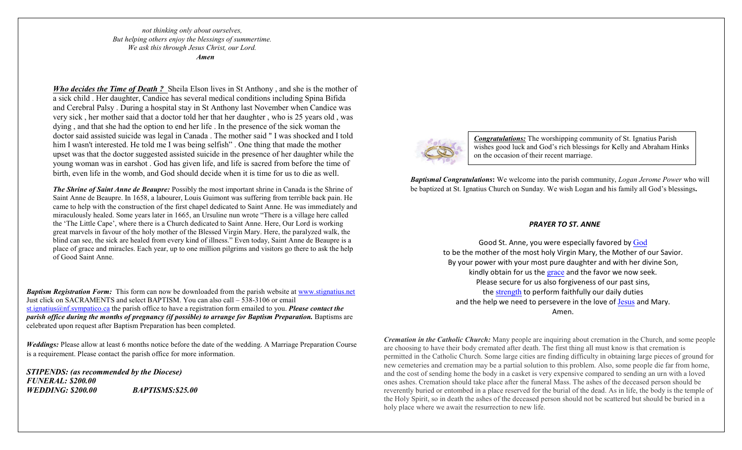*not thinking only about ourselves,*
*But helping others enjoy the blessings of summertime.*
*We ask this through Jesus Christ, our Lord.*
***Amen***

***Who decides the Time of Death ?*** Sheila Elson lives in St Anthony , and she is the mother of a sick child . Her daughter, Candice has several medical conditions including Spina Bifida and Cerebral Palsy . During a hospital stay in St Anthony last November when Candice was very sick , her mother said that a doctor told her that her daughter , who is 25 years old , was dying , and that she had the option to end her life . In the presence of the sick woman the doctor said assisted suicide was legal in Canada . The mother said " I was shocked and I told him I wasn't interested. He told me I was being selfish" . One thing that made the mother upset was that the doctor suggested assisted suicide in the presence of her daughter while the young woman was in earshot . God has given life, and life is sacred from before the time of birth, even life in the womb, and God should decide when it is time for us to die as well.

***The Shrine of Saint Anne de Beaupre:*** Possibly the most important shrine in Canada is the Shrine of Saint Anne de Beaupre. In 1658, a labourer, Louis Guimont was suffering from terrible back pain. He came to help with the construction of the first chapel dedicated to Saint Anne. He was immediately and miraculously healed. Some years later in 1665, an Ursuline nun wrote "There is a village here called the 'The Little Cape', where there is a Church dedicated to Saint Anne. Here, Our Lord is working great marvels in favour of the holy mother of the Blessed Virgin Mary. Here, the paralyzed walk, the blind can see, the sick are healed from every kind of illness." Even today, Saint Anne de Beaupre is a place of grace and miracles. Each year, up to one million pilgrims and visitors go there to ask the help of Good Saint Anne.

***Baptism Registration Form:*** This form can now be downloaded from the parish website at www.stignatius.net Just click on SACRAMENTS and select BAPTISM. You can also call – 538-3106 or email st.ignatius@nf.sympatico.ca the parish office to have a registration form emailed to you. ***Please contact the parish office during the months of pregnancy (if possible) to arrange for Baptism Preparation.*** Baptisms are celebrated upon request after Baptism Preparation has been completed.

***Weddings:*** Please allow at least 6 months notice before the date of the wedding. A Marriage Preparation Course is a requirement. Please contact the parish office for more information.

***STIPENDS: (as recommended by the Diocese)***
***FUNERAL: $200.00***
***WEDDING: $200.00*** ***BAPTISMS:$25.00***

***Congratulations:*** The worshipping community of St. Ignatius Parish wishes good luck and God's rich blessings for Kelly and Abraham Hinks on the occasion of their recent marriage.

***Baptismal Congratulations*:** We welcome into the parish community, *Logan Jerome Power* who will be baptized at St. Ignatius Church on Sunday. We wish Logan and his family all God's blessings**.**

***PRAYER TO ST. ANNE***

Good St. Anne, you were especially favored by God
to be the mother of the most holy Virgin Mary, the Mother of our Savior.
By your power with your most pure daughter and with her divine Son,
kindly obtain for us the grace and the favor we now seek.
Please secure for us also forgiveness of our past sins,
the strength to perform faithfully our daily duties
and the help we need to persevere in the love of Jesus and Mary.
Amen.

***Cremation in the Catholic Church:*** Many people are inquiring about cremation in the Church, and some people are choosing to have their body cremated after death. The first thing all must know is that cremation is permitted in the Catholic Church. Some large cities are finding difficulty in obtaining large pieces of ground for new cemeteries and cremation may be a partial solution to this problem. Also, some people die far from home, and the cost of sending home the body in a casket is very expensive compared to sending an urn with a loved ones ashes. Cremation should take place after the funeral Mass. The ashes of the deceased person should be reverently buried or entombed in a place reserved for the burial of the dead. As in life, the body is the temple of the Holy Spirit, so in death the ashes of the deceased person should not be scattered but should be buried in a holy place where we await the resurrection to new life.